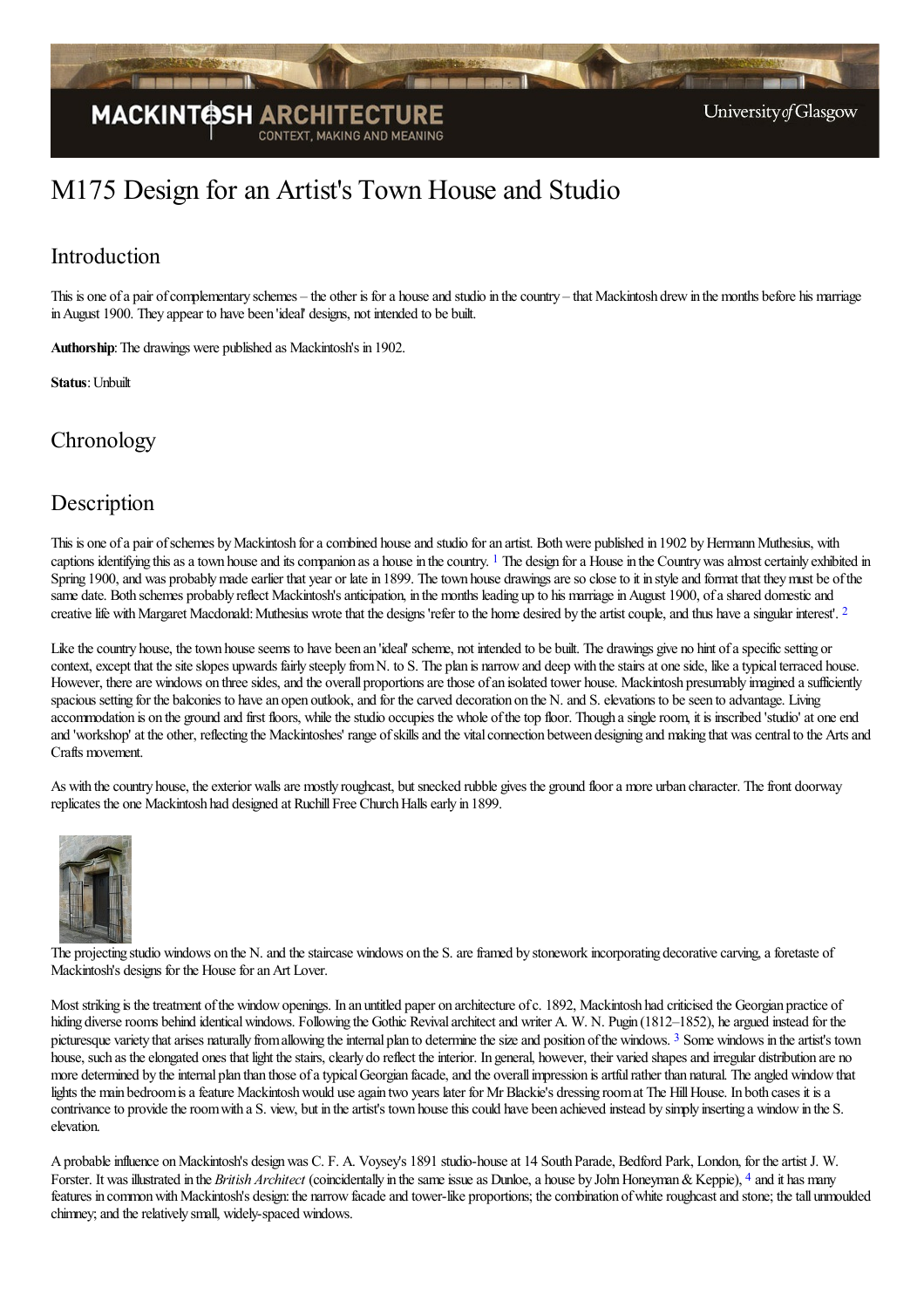# M175 Design for an Artist's Town House and Studio

## Introduction

This is one of a pair of complementary schemes – the other is for a house and studio in the country – that Mackintosh drew in the months before his marriage in August 1900. They appear to have been 'ideal' designs, not intended to be built.

**Authorship**: The drawings were published as Mackintosh's in 1902.

**Status**: Unbuilt

## Chronology

## Description

This is one of a pair of schemes by Mackintosh for a combined house and studio for an artist. Both were published in 1902 by Hermann Muthesius, with captions identifying this as a town house and its companion as a house in the country. [1] The design for a House in the Country was almost certainly exhibited in Spring 1900, and was probably made earlier that year or late in 1899. The town house drawings are so close to it in style and format that they must be of the same date. Both schemes probably reflect Mackintosh's anticipation, in the months leading up to his marriage in August 1900, of a shared domestic and creative life with Margaret Macdonald: Muthesius wrote that the designs 'refer to the home desired by the artist couple, and thus have a singular interest'. [2]

Like the country house, the town house seems to have been an 'ideal' scheme, not intended to be built. The drawings give no hint of a specific setting or context, except that the site slopes upwards fairly steeply from N. to S. The plan is narrow and deep with the stairs at one side, like a typical terraced house. However, there are windows on three sides, and the overall proportions are those of an isolated tower house. Mackintosh presumably imagined a sufficiently spacious setting for the balconies to have an open outlook, and for the carved decoration on the N. and S. elevations to be seen to advantage. Living accommodation is on the ground and first floors, while the studio occupies the whole of the top floor. Though a single room, it is inscribed 'studio' at one end and 'workshop' at the other, reflecting the Mackintoshes' range of skills and the vital connection between designing and making that was central to the Arts and Crafts movement.

As with the country house, the exterior walls are mostly roughcast, but snecked rubble gives the ground floor a more urban character. The front doorway replicates the one Mackintosh had designed at Ruchill Free Church Halls early in 1899.

The projecting studio windows on the N. and the staircase windows on the S. are framed by stonework incorporating decorative carving, a foretaste of Mackintosh's designs for the House for an Art Lover.

Most striking is the treatment of the window openings. In an untitled paper on architecture of c. 1892, Mackintosh had criticised the Georgian practice of hiding diverse rooms behind identical windows. Following the Gothic Revival architect and writer A. W. N. Pugin (1812–1852), he argued instead for the picturesque variety that arises naturally from allowing the internal plan to determine the size and position of the windows. [3] Some windows in the artist's town house, such as the elongated ones that light the stairs, clearly do reflect the interior. In general, however, their varied shapes and irregular distribution are no more determined by the internal plan than those of a typical Georgian facade, and the overall impression is artful rather than natural. The angled window that lights the main bedroom is a feature Mackintosh would use again two years later for Mr Blackie's dressing room at The Hill House. In both cases it is a contrivance to provide the room with a S. view, but in the artist's town house this could have been achieved instead by simply inserting a window in the S. elevation.

A probable influence on Mackintosh's design was C. F. A. Voysey's 1891 studio-house at 14 South Parade, Bedford Park, London, for the artist J. W. Forster. It was illustrated in the *British Architect* (coincidentally in the same issue as Dunloe, a house by John Honeyman & Keppie), [4] and it has many features in common with Mackintosh's design: the narrow facade and tower-like proportions; the combination of white roughcast and stone; the tall unmoulded chimney; and the relatively small, widely-spaced windows.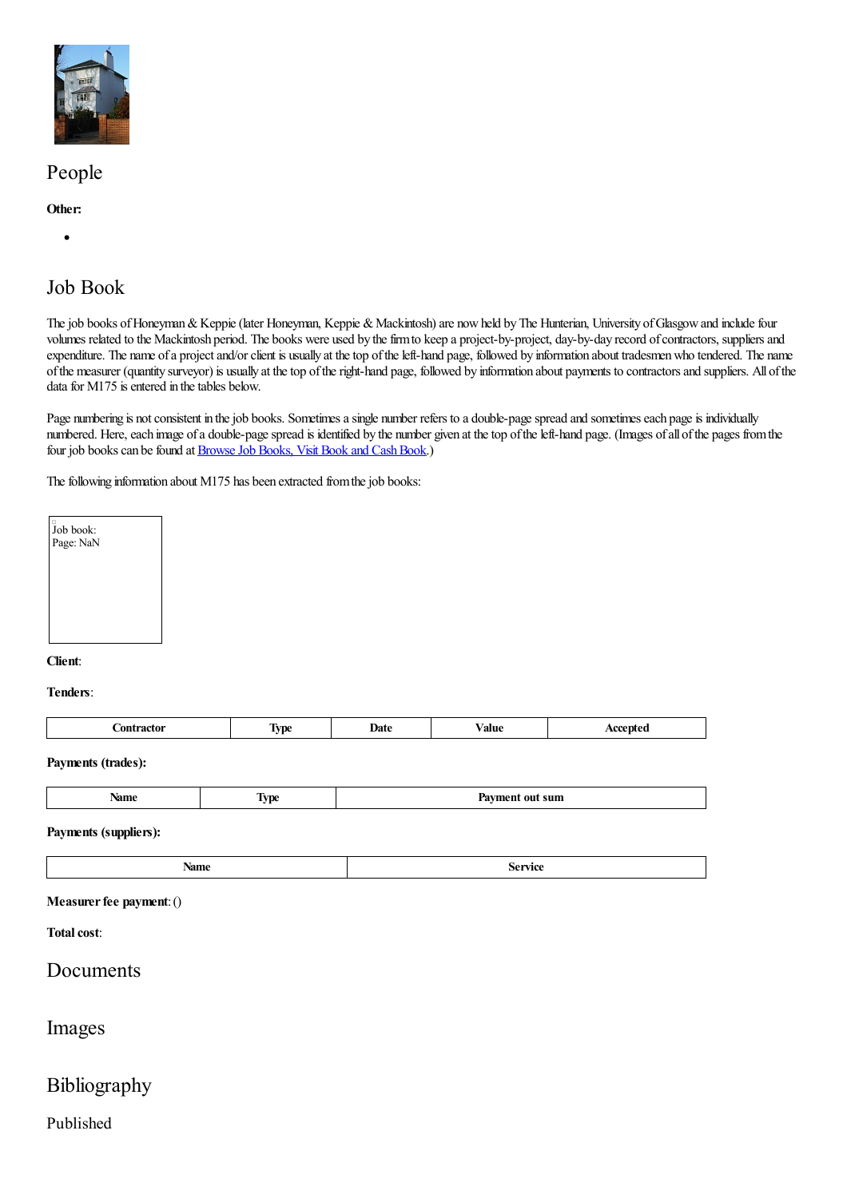## People

**Other:**

- 

## Job Book

The job books of Honeyman & Keppie (later Honeyman, Keppie & Mackintosh) are now held by The Hunterian, University of Glasgow and include four volumes related to the Mackintosh period. The books were used by the firm to keep a project-by-project, day-by-day record of contractors, suppliers and expenditure. The name of a project and/or client is usually at the top of the left-hand page, followed by information about tradesmen who tendered. The name of the measurer (quantity surveyor) is usually at the top of the right-hand page, followed by information about payments to contractors and suppliers. All of the data for M175 is entered in the tables below.

Page numbering is not consistent in the job books. Sometimes a single number refers to a double-page spread and sometimes each page is individually numbered. Here, each image of a double-page spread is identified by the number given at the top of the left-hand page. (Images of all of the pages from the four job books can be found at [Browse Job Books, Visit Book and Cash Book](#).)

The following information about M175 has been extracted from the job books:

Job book:
Page: NaN

**Client**:

**Tenders**:

| Contractor | Type | Date | Value | Accepted |
| --- | --- | --- | --- | --- |

**Payments (trades):**

| Name | Type | Payment out sum |
| --- | --- | --- |

**Payments (suppliers):**

| Name | Service |
| --- | --- |

**Measurer fee payment**: ()

**Total cost**:

## Documents

## Images

## Bibliography

### Published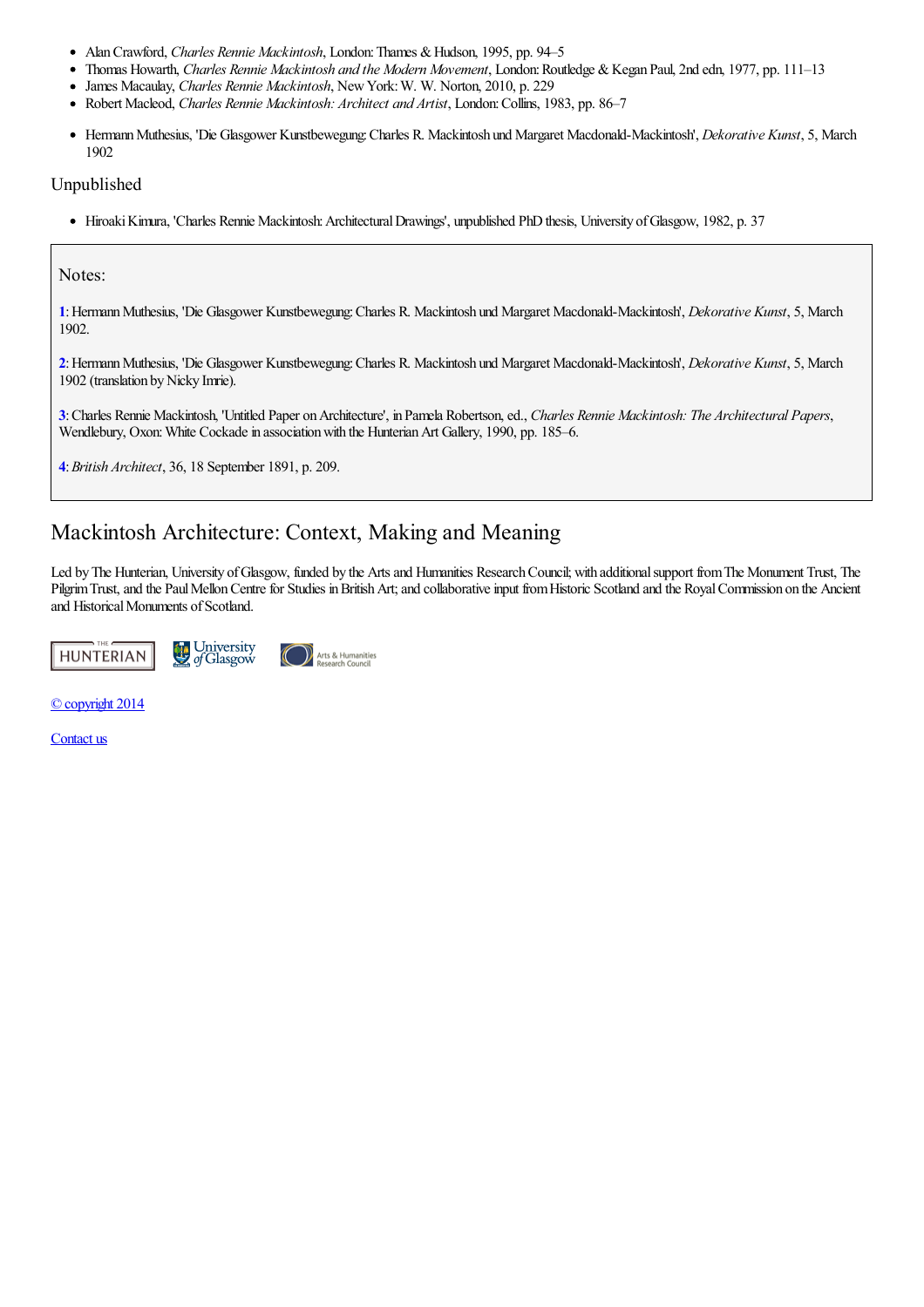- Alan Crawford, *Charles Rennie Mackintosh*, London: Thames & Hudson, 1995, pp. 94–5
- Thomas Howarth, *Charles Rennie Mackintosh and the Modern Movement*, London: Routledge & Kegan Paul, 2nd edn, 1977, pp. 111–13
- James Macaulay, *Charles Rennie Mackintosh*, New York: W. W. Norton, 2010, p. 229
- Robert Macleod, *Charles Rennie Mackintosh: Architect and Artist*, London: Collins, 1983, pp. 86–7

- Hermann Muthesius, 'Die Glasgower Kunstbewegung: Charles R. Mackintosh und Margaret Macdonald-Mackintosh', *Dekorative Kunst*, 5, March 1902

## Unpublished

- Hiroaki Kimura, 'Charles Rennie Mackintosh: Architectural Drawings', unpublished PhD thesis, University of Glasgow, 1982, p. 37

Notes:

1: Hermann Muthesius, 'Die Glasgower Kunstbewegung: Charles R. Mackintosh und Margaret Macdonald-Mackintosh', *Dekorative Kunst*, 5, March 1902.

2: Hermann Muthesius, 'Die Glasgower Kunstbewegung: Charles R. Mackintosh und Margaret Macdonald-Mackintosh', *Dekorative Kunst*, 5, March 1902 (translation by Nicky Imrie).

3: Charles Rennie Mackintosh, 'Untitled Paper on Architecture', in Pamela Robertson, ed., *Charles Rennie Mackintosh: The Architectural Papers*, Wendlebury, Oxon: White Cockade in association with the Hunterian Art Gallery, 1990, pp. 185–6.

4: *British Architect*, 36, 18 September 1891, p. 209.

## Mackintosh Architecture: Context, Making and Meaning

Led by The Hunterian, University of Glasgow, funded by the Arts and Humanities Research Council; with additional support from The Monument Trust, The Pilgrim Trust, and the Paul Mellon Centre for Studies in British Art; and collaborative input from Historic Scotland and the Royal Commission on the Ancient and Historical Monuments of Scotland.

THE HUNTERIAN University of Glasgow Arts & Humanities Research Council

© copyright 2014

Contact us